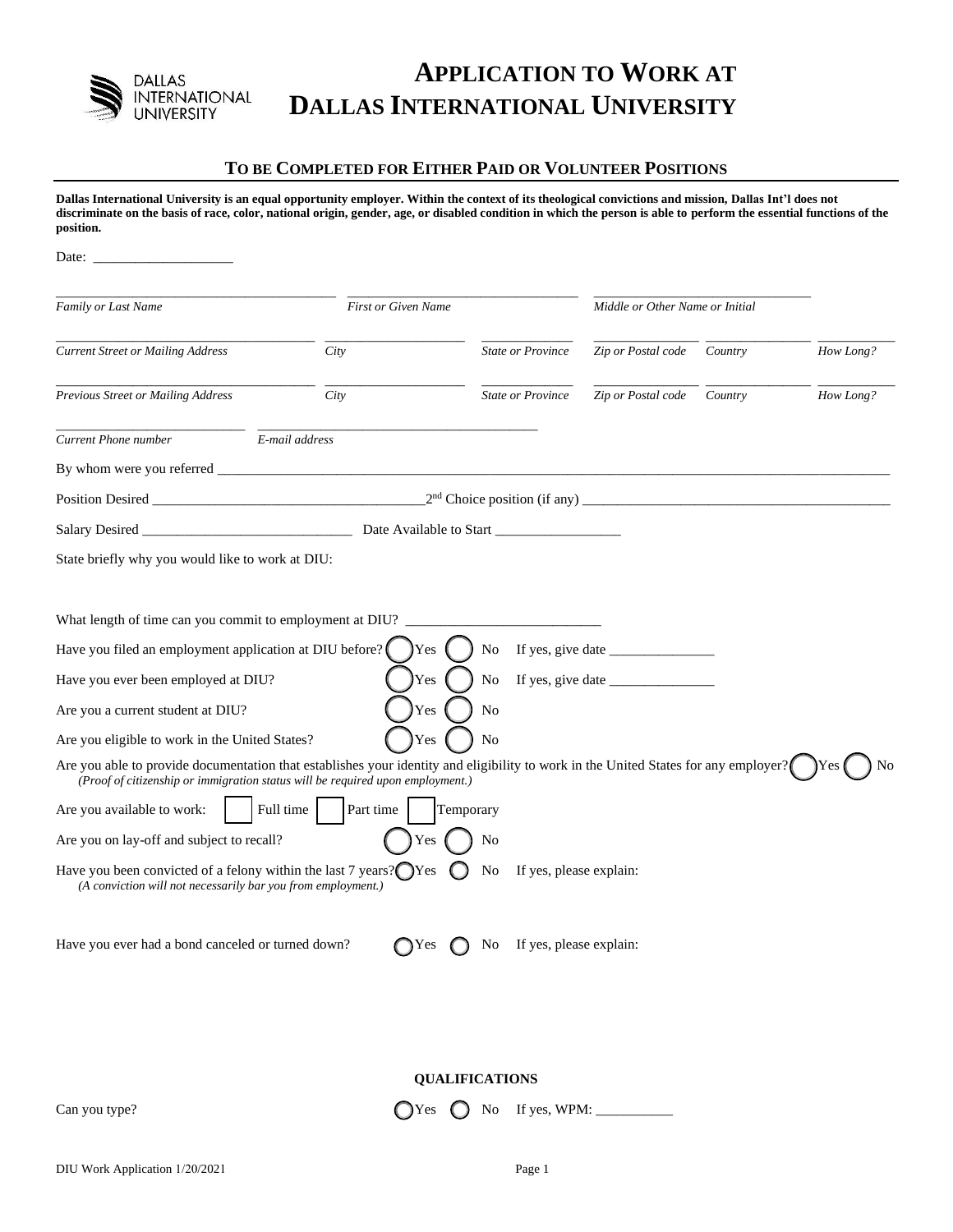# APPLICATION TO WORK AT DALLAS INTERNATIONAL UNIVERSITY

## TO BE COMPLETED FOR EITHER PAID OR VOLUNTEER POSITIONS

**Dallas International University is an equal opportunity employer. Within the context of its theological convictions and mission, Dallas Int'l does not discriminate on the basis of race, color, national origin, gender, age, or disabled condition in which the person is able to perform the essential functions of the position.**

Date: ___________________

| *Family or Last Name* | *First or Given Name* | *Middle or Other Name or Initial* |
|---|---|---|
| | | |

| *Current Street or Mailing Address* | *City* | *State or Province* | *Zip or Postal code* | *Country* | *How Long?* |
|---|---|---|---|---|---|
| | | | | | |

| *Previous Street or Mailing Address* | *City* | *State or Province* | *Zip or Postal code* | *Country* | *How Long?* |
|---|---|---|---|---|---|
| | | | | | |

| *Current Phone number* | *E-mail address* |
|---|---|
| | |

By whom were you referred ___________________________________________

Position Desired ______________________ 2nd Choice position (if any) ______________________

Salary Desired ______________________ Date Available to Start ________________

State briefly why you would like to work at DIU:

What length of time can you commit to employment at DIU? ______________________

Have you filed an employment application at DIU before? ◯ Yes ◯ No If yes, give date ______________

Have you ever been employed at DIU? ◯ Yes ◯ No If yes, give date ______________

Are you a current student at DIU? ◯ Yes ◯ No

Are you eligible to work in the United States? ◯ Yes ◯ No

Are you able to provide documentation that establishes your identity and eligibility to work in the United States for any employer? ◯ Yes ◯ No
*(Proof of citizenship or immigration status will be required upon employment.)*

Are you available to work: ☐ Full time ☐ Part time ☐ Temporary

Are you on lay-off and subject to recall? ◯ Yes ◯ No

Have you been convicted of a felony within the last 7 years? ◯ Yes ◯ No If yes, please explain:
*(A conviction will not necessarily bar you from employment.)*

Have you ever had a bond canceled or turned down? ◯ Yes ◯ No If yes, please explain:

**QUALIFICATIONS**

Can you type? ◯ Yes ◯ No If yes, WPM: __________

DIU Work Application 1/20/2021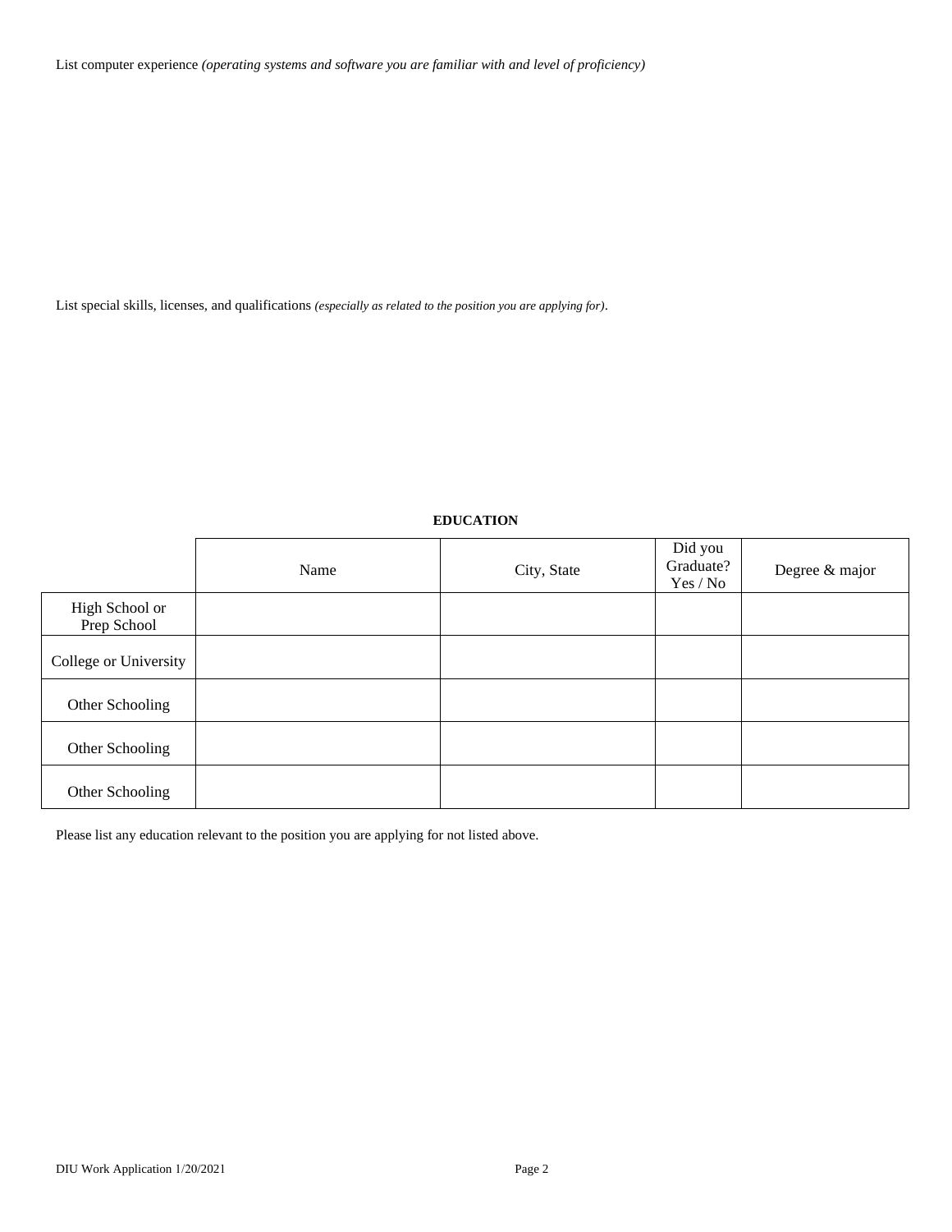List computer experience *(operating systems and software you are familiar with and level of proficiency)*

List special skills, licenses, and qualifications *(especially as related to the position you are applying for)*.

**EDUCATION**

| | Name | City, State | Did you Graduate? Yes / No | Degree & major |
|---|---|---|---|---|
| High School or Prep School | | | | |
| College or University | | | | |
| Other Schooling | | | | |
| Other Schooling | | | | |
| Other Schooling | | | | |

Please list any education relevant to the position you are applying for not listed above.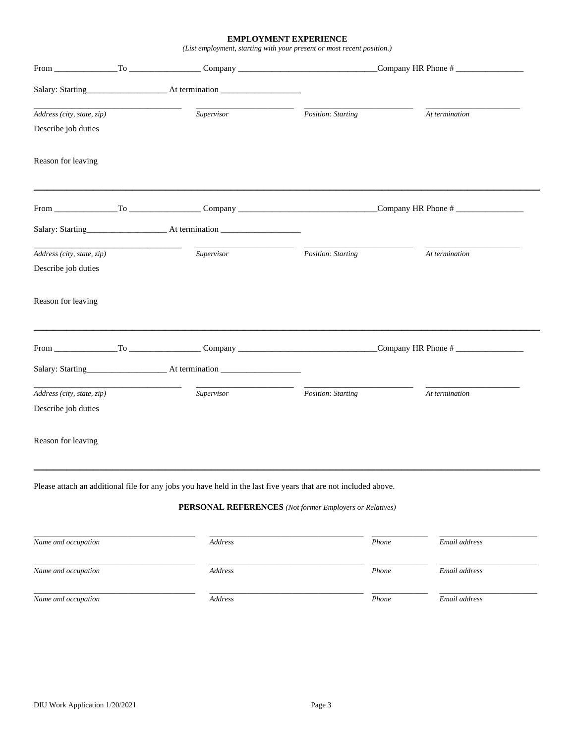## EMPLOYMENT EXPERIENCE

*(List employment, starting with your present or most recent position.)*

From _______________To _________________ Company _________________________________Company HR Phone # ________________

Salary: Starting___________________ At termination ___________________

| _________________________ | _________________________ | _________________________ | _________________________ |
|---|---|---|---|
| *Address (city, state, zip)* | *Supervisor* | *Position: Starting* | *At termination* |

Describe job duties

Reason for leaving

---

From _______________To _________________ Company _________________________________Company HR Phone # ________________

Salary: Starting___________________ At termination ___________________

| _________________________ | _________________________ | _________________________ | _________________________ |
|---|---|---|---|
| *Address (city, state, zip)* | *Supervisor* | *Position: Starting* | *At termination* |

Describe job duties

Reason for leaving

---

From _______________To _________________ Company _________________________________Company HR Phone # ________________

Salary: Starting___________________ At termination ___________________

| _________________________ | _________________________ | _________________________ | _________________________ |
|---|---|---|---|
| *Address (city, state, zip)* | *Supervisor* | *Position: Starting* | *At termination* |

Describe job duties

Reason for leaving

---

Please attach an additional file for any jobs you have held in the last five years that are not included above.

**PERSONAL REFERENCES** *(Not former Employers or Relatives)*

| _________________________ | _________________________ | ______________ | _________________________ |
|---|---|---|---|
| *Name and occupation* | *Address* | *Phone* | *Email address* |
| _________________________ | _________________________ | ______________ | _________________________ |
| *Name and occupation* | *Address* | *Phone* | *Email address* |
| _________________________ | _________________________ | ______________ | _________________________ |
| *Name and occupation* | *Address* | *Phone* | *Email address* |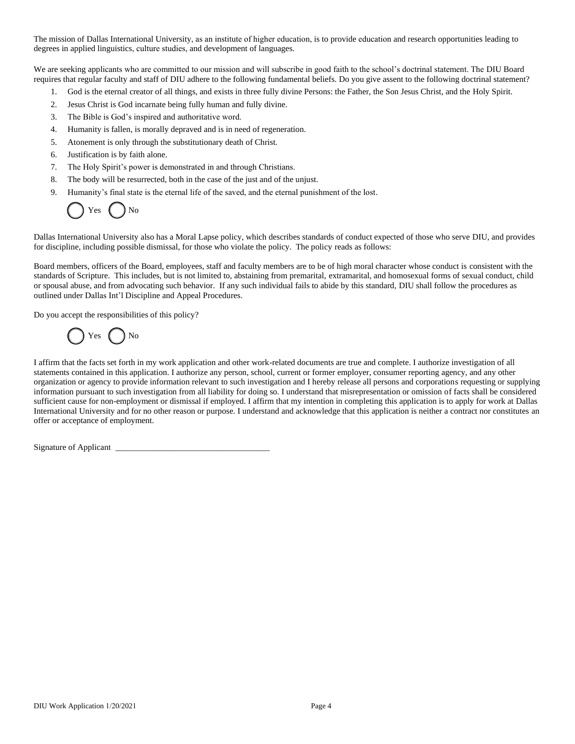The mission of Dallas International University, as an institute of higher education, is to provide education and research opportunities leading to degrees in applied linguistics, culture studies, and development of languages.

We are seeking applicants who are committed to our mission and will subscribe in good faith to the school's doctrinal statement. The DIU Board requires that regular faculty and staff of DIU adhere to the following fundamental beliefs. Do you give assent to the following doctrinal statement?

1. God is the eternal creator of all things, and exists in three fully divine Persons: the Father, the Son Jesus Christ, and the Holy Spirit.
2. Jesus Christ is God incarnate being fully human and fully divine.
3. The Bible is God's inspired and authoritative word.
4. Humanity is fallen, is morally depraved and is in need of regeneration.
5. Atonement is only through the substitutionary death of Christ.
6. Justification is by faith alone.
7. The Holy Spirit's power is demonstrated in and through Christians.
8. The body will be resurrected, both in the case of the just and of the unjust.
9. Humanity's final state is the eternal life of the saved, and the eternal punishment of the lost.

◯ Yes ◯ No

Dallas International University also has a Moral Lapse policy, which describes standards of conduct expected of those who serve DIU, and provides for discipline, including possible dismissal, for those who violate the policy. The policy reads as follows:

Board members, officers of the Board, employees, staff and faculty members are to be of high moral character whose conduct is consistent with the standards of Scripture. This includes, but is not limited to, abstaining from premarital, extramarital, and homosexual forms of sexual conduct, child or spousal abuse, and from advocating such behavior. If any such individual fails to abide by this standard, DIU shall follow the procedures as outlined under Dallas Int'l Discipline and Appeal Procedures.

Do you accept the responsibilities of this policy?

◯ Yes ◯ No

I affirm that the facts set forth in my work application and other work-related documents are true and complete. I authorize investigation of all statements contained in this application. I authorize any person, school, current or former employer, consumer reporting agency, and any other organization or agency to provide information relevant to such investigation and I hereby release all persons and corporations requesting or supplying information pursuant to such investigation from all liability for doing so. I understand that misrepresentation or omission of facts shall be considered sufficient cause for non-employment or dismissal if employed. I affirm that my intention in completing this application is to apply for work at Dallas International University and for no other reason or purpose. I understand and acknowledge that this application is neither a contract nor constitutes an offer or acceptance of employment.

Signature of Applicant ___________________________________